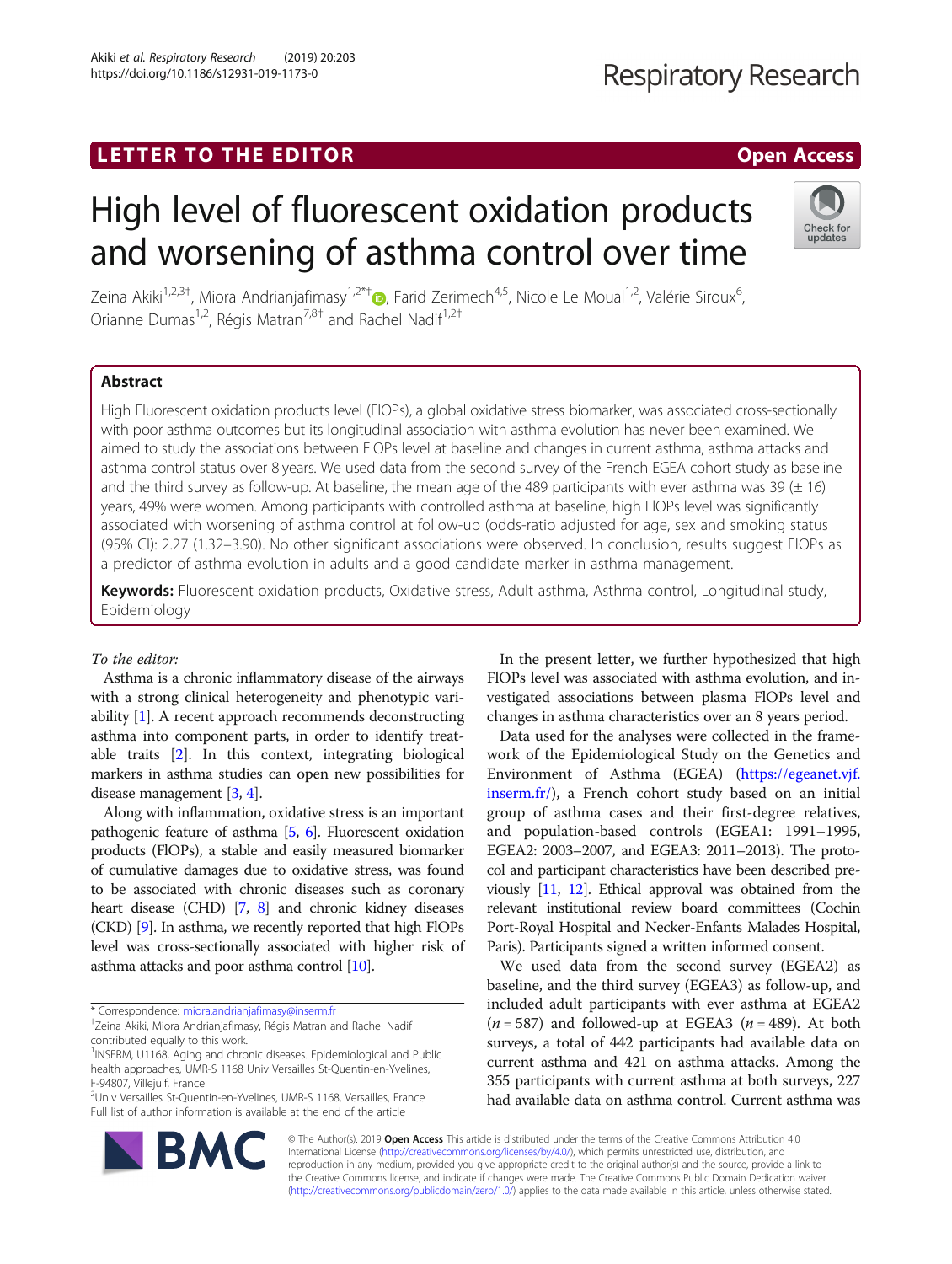LETTER TO THE EDITOR

Open Access

# High level of fluorescent oxidation products and worsening of asthma control over time

Zeina Akiki[1,2,3†], Miora Andrianjafimasy[1,2*†], Farid Zerimech[4,5], Nicole Le Moual[1,2], Valérie Siroux[6], Orianne Dumas[1,2], Régis Matran[7,8†] and Rachel Nadif[1,2†]

## Abstract

High Fluorescent oxidation products level (FlOPs), a global oxidative stress biomarker, was associated cross-sectionally with poor asthma outcomes but its longitudinal association with asthma evolution has never been examined. We aimed to study the associations between FlOPs level at baseline and changes in current asthma, asthma attacks and asthma control status over 8 years. We used data from the second survey of the French EGEA cohort study as baseline and the third survey as follow-up. At baseline, the mean age of the 489 participants with ever asthma was 39 (± 16) years, 49% were women. Among participants with controlled asthma at baseline, high FlOPs level was significantly associated with worsening of asthma control at follow-up (odds-ratio adjusted for age, sex and smoking status (95% CI): 2.27 (1.32–3.90). No other significant associations were observed. In conclusion, results suggest FlOPs as a predictor of asthma evolution in adults and a good candidate marker in asthma management.

**Keywords:** Fluorescent oxidation products, Oxidative stress, Adult asthma, Asthma control, Longitudinal study, Epidemiology

*To the editor:*

Asthma is a chronic inflammatory disease of the airways with a strong clinical heterogeneity and phenotypic variability [1]. A recent approach recommends deconstructing asthma into component parts, in order to identify treatable traits [2]. In this context, integrating biological markers in asthma studies can open new possibilities for disease management [3, 4].

Along with inflammation, oxidative stress is an important pathogenic feature of asthma [5, 6]. Fluorescent oxidation products (FlOPs), a stable and easily measured biomarker of cumulative damages due to oxidative stress, was found to be associated with chronic diseases such as coronary heart disease (CHD) [7, 8] and chronic kidney diseases (CKD) [9]. In asthma, we recently reported that high FlOPs level was cross-sectionally associated with higher risk of asthma attacks and poor asthma control [10].

In the present letter, we further hypothesized that high FlOPs level was associated with asthma evolution, and investigated associations between plasma FlOPs level and changes in asthma characteristics over an 8 years period.

Data used for the analyses were collected in the framework of the Epidemiological Study on the Genetics and Environment of Asthma (EGEA) (https://egeanet.vjf.inserm.fr/), a French cohort study based on an initial group of asthma cases and their first-degree relatives, and population-based controls (EGEA1: 1991–1995, EGEA2: 2003–2007, and EGEA3: 2011–2013). The protocol and participant characteristics have been described previously [11, 12]. Ethical approval was obtained from the relevant institutional review board committees (Cochin Port-Royal Hospital and Necker-Enfants Malades Hospital, Paris). Participants signed a written informed consent.

We used data from the second survey (EGEA2) as baseline, and the third survey (EGEA3) as follow-up, and included adult participants with ever asthma at EGEA2 ($n = 587$) and followed-up at EGEA3 ($n = 489$). At both surveys, a total of 442 participants had available data on current asthma and 421 on asthma attacks. Among the 355 participants with current asthma at both surveys, 227 had available data on asthma control. Current asthma was

* Correspondence: miora.andrianjafimasy@inserm.fr

†Zeina Akiki, Miora Andrianjafimasy, Régis Matran and Rachel Nadif contributed equally to this work.

[1]INSERM, U1168, Aging and chronic diseases. Epidemiological and Public health approaches, UMR-S 1168 Univ Versailles St-Quentin-en-Yvelines, F-94807, Villejuif, France

[2]Univ Versailles St-Quentin-en-Yvelines, UMR-S 1168, Versailles, France

Full list of author information is available at the end of the article

© The Author(s). 2019 **Open Access** This article is distributed under the terms of the Creative Commons Attribution 4.0 International License (http://creativecommons.org/licenses/by/4.0/), which permits unrestricted use, distribution, and reproduction in any medium, provided you give appropriate credit to the original author(s) and the source, provide a link to the Creative Commons license, and indicate if changes were made. The Creative Commons Public Domain Dedication waiver (http://creativecommons.org/publicdomain/zero/1.0/) applies to the data made available in this article, unless otherwise stated.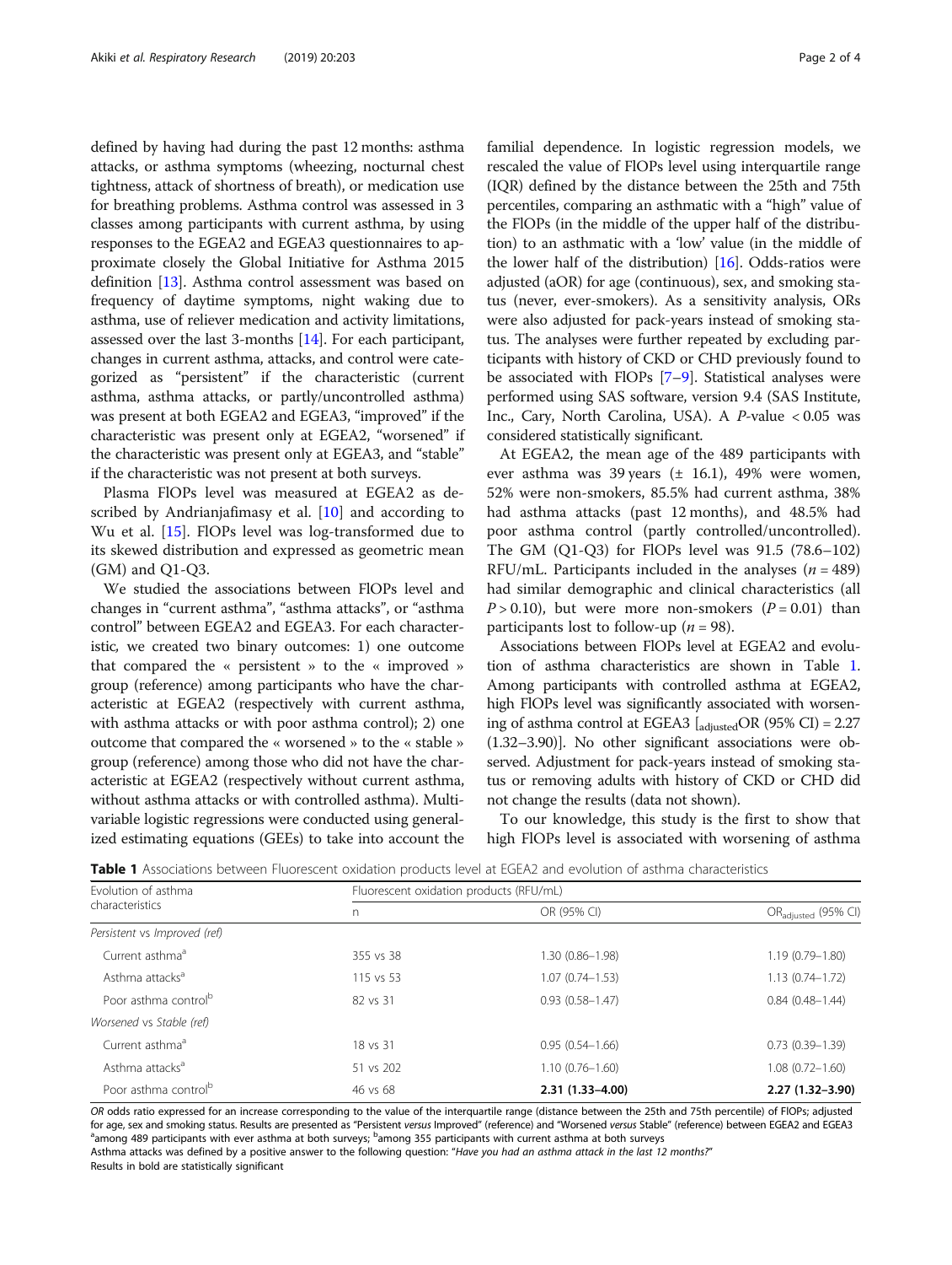defined by having had during the past 12 months: asthma attacks, or asthma symptoms (wheezing, nocturnal chest tightness, attack of shortness of breath), or medication use for breathing problems. Asthma control was assessed in 3 classes among participants with current asthma, by using responses to the EGEA2 and EGEA3 questionnaires to approximate closely the Global Initiative for Asthma 2015 definition [13]. Asthma control assessment was based on frequency of daytime symptoms, night waking due to asthma, use of reliever medication and activity limitations, assessed over the last 3-months [14]. For each participant, changes in current asthma, attacks, and control were categorized as "persistent" if the characteristic (current asthma, asthma attacks, or partly/uncontrolled asthma) was present at both EGEA2 and EGEA3, "improved" if the characteristic was present only at EGEA2, "worsened" if the characteristic was present only at EGEA3, and "stable" if the characteristic was not present at both surveys.

Plasma FlOPs level was measured at EGEA2 as described by Andrianjafimasy et al. [10] and according to Wu et al. [15]. FlOPs level was log-transformed due to its skewed distribution and expressed as geometric mean (GM) and Q1-Q3.

We studied the associations between FlOPs level and changes in "current asthma", "asthma attacks", or "asthma control" between EGEA2 and EGEA3. For each characteristic, we created two binary outcomes: 1) one outcome that compared the « persistent » to the « improved » group (reference) among participants who have the characteristic at EGEA2 (respectively with current asthma, with asthma attacks or with poor asthma control); 2) one outcome that compared the « worsened » to the « stable » group (reference) among those who did not have the characteristic at EGEA2 (respectively without current asthma, without asthma attacks or with controlled asthma). Multivariable logistic regressions were conducted using generalized estimating equations (GEEs) to take into account the familial dependence. In logistic regression models, we rescaled the value of FlOPs level using interquartile range (IQR) defined by the distance between the 25th and 75th percentiles, comparing an asthmatic with a "high" value of the FlOPs (in the middle of the upper half of the distribution) to an asthmatic with a 'low' value (in the middle of the lower half of the distribution) [16]. Odds-ratios were adjusted (aOR) for age (continuous), sex, and smoking status (never, ever-smokers). As a sensitivity analysis, ORs were also adjusted for pack-years instead of smoking status. The analyses were further repeated by excluding participants with history of CKD or CHD previously found to be associated with FlOPs [7–9]. Statistical analyses were performed using SAS software, version 9.4 (SAS Institute, Inc., Cary, North Carolina, USA). A $P$-value $< 0.05$ was considered statistically significant.

At EGEA2, the mean age of the 489 participants with ever asthma was 39 years (± 16.1), 49% were women, 52% were non-smokers, 85.5% had current asthma, 38% had asthma attacks (past 12 months), and 48.5% had poor asthma control (partly controlled/uncontrolled). The GM (Q1-Q3) for FlOPs level was 91.5 (78.6–102) RFU/mL. Participants included in the analyses ($n = 489$) had similar demographic and clinical characteristics (all $P > 0.10$), but were more non-smokers ($P = 0.01$) than participants lost to follow-up ($n = 98$).

Associations between FlOPs level at EGEA2 and evolution of asthma characteristics are shown in Table 1. Among participants with controlled asthma at EGEA2, high FlOPs level was significantly associated with worsening of asthma control at EGEA3 [$_{\text{adjusted}}$OR (95% CI) = 2.27 (1.32–3.90)]. No other significant associations were observed. Adjustment for pack-years instead of smoking status or removing adults with history of CKD or CHD did not change the results (data not shown).

To our knowledge, this study is the first to show that high FlOPs level is associated with worsening of asthma

**Table 1** Associations between Fluorescent oxidation products level at EGEA2 and evolution of asthma characteristics

| Evolution of asthma characteristics | Fluorescent oxidation products (RFU/mL) | | |
|---|---|---|---|
| | n | OR (95% CI) | $OR_{adjusted}$ (95% CI) |
| *Persistent vs Improved (ref)* | | | |
| Current asthma[a] | 355 vs 38 | 1.30 (0.86–1.98) | 1.19 (0.79–1.80) |
| Asthma attacks[a] | 115 vs 53 | 1.07 (0.74–1.53) | 1.13 (0.74–1.72) |
| Poor asthma control[b] | 82 vs 31 | 0.93 (0.58–1.47) | 0.84 (0.48–1.44) |
| *Worsened vs Stable (ref)* | | | |
| Current asthma[a] | 18 vs 31 | 0.95 (0.54–1.66) | 0.73 (0.39–1.39) |
| Asthma attacks[a] | 51 vs 202 | 1.10 (0.76–1.60) | 1.08 (0.72–1.60) |
| Poor asthma control[b] | 46 vs 68 | **2.31 (1.33–4.00)** | **2.27 (1.32–3.90)** |

*OR* odds ratio expressed for an increase corresponding to the value of the interquartile range (distance between the 25th and 75th percentile) of FlOPs; adjusted for age, sex and smoking status. Results are presented as "Persistent *versus* Improved" (reference) and "Worsened *versus* Stable" (reference) between EGEA2 and EGEA3
[a]among 489 participants with ever asthma at both surveys; [b]among 355 participants with current asthma at both surveys
Asthma attacks was defined by a positive answer to the following question: "*Have you had an asthma attack in the last 12 months?*"
Results in bold are statistically significant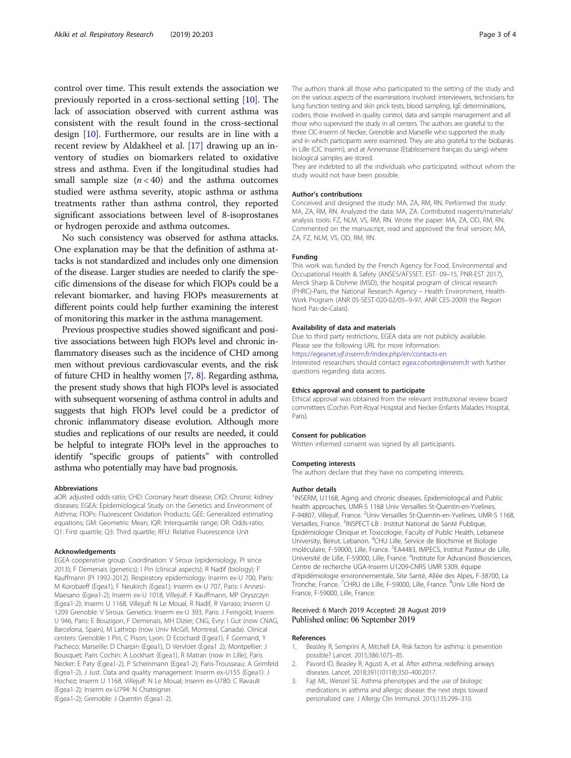control over time. This result extends the association we previously reported in a cross-sectional setting [10]. The lack of association observed with current asthma was consistent with the result found in the cross-sectional design [10]. Furthermore, our results are in line with a recent review by Aldakheel et al. [17] drawing up an inventory of studies on biomarkers related to oxidative stress and asthma. Even if the longitudinal studies had small sample size ($n < 40$) and the asthma outcomes studied were asthma severity, atopic asthma or asthma treatments rather than asthma control, they reported significant associations between level of 8-isoprostanes or hydrogen peroxide and asthma outcomes.

No such consistency was observed for asthma attacks. One explanation may be that the definition of asthma attacks is not standardized and includes only one dimension of the disease. Larger studies are needed to clarify the specific dimensions of the disease for which FlOPs could be a relevant biomarker, and having FlOPs measurements at different points could help further examining the interest of monitoring this marker in the asthma management.

Previous prospective studies showed significant and positive associations between high FlOPs level and chronic inflammatory diseases such as the incidence of CHD among men without previous cardiovascular events, and the risk of future CHD in healthy women [7, 8]. Regarding asthma, the present study shows that high FlOPs level is associated with subsequent worsening of asthma control in adults and suggests that high FlOPs level could be a predictor of chronic inflammatory disease evolution. Although more studies and replications of our results are needed, it could be helpful to integrate FlOPs level in the approaches to identify "specific groups of patients" with controlled asthma who potentially may have bad prognosis.

### Abbreviations

aOR: adjusted odds-ratio; CHD: Coronary heart disease; CKD: Chronic kidney diseases; EGEA: Epidemiological Study on the Genetics and Environment of Asthma; FlOPs: Fluorescent Oxidation Products; GEE: Generalized estimating equations; GM: Geometric Mean; IQR: Interquartile range; OR: Odds-ratio; Q1: First quartile; Q3: Third quartile; RFU: Relative Fluorescence Unit

### Acknowledgements

EGEA cooperative group. Coordination: V Siroux (epidemiology, PI since 2013); F Demenais (genetics); I Pin (clinical aspects); R Nadif (biology); F Kauffmann (PI 1992-2012). Respiratory epidemiology: Inserm ex-U 700, Paris: M Korobaeff (Egea1), F Neukirch (Egea1); Inserm ex-U 707, Paris: I Annesi-Maesano (Egea1-2); Inserm ex-U 1018, Villejuif: F Kauffmann, MP Oryszczyn (Egea1-2); Inserm U 1168, Villejuif: N Le Moual, R Nadif, R Varraso; Inserm U 1209 Grenoble: V Siroux. Genetics: Inserm ex-U 393, Paris: J Feingold; Inserm U 946, Paris: E Bouzigon, F Demenais, MH Dizier; CNG, Evry: I Gut (now CNAG, Barcelona, Spain), M Lathrop (now Univ McGill, Montreal, Canada). Clinical centers: Grenoble: I Pin, C Pison; Lyon: D Ecochard (Egea1), F Gormand, Y Pacheco; Marseille: D Charpin (Egea1), D Vervloet (Egea1 2); Montpellier: J Bousquet; Paris Cochin: A Lockhart (Egea1), R Matran (now in Lille); Paris Necker: E Paty (Egea1-2), P Scheinmann (Egea1-2); Paris-Trousseau: A Grimfeld (Egea1-2), J Just. Data and quality management: Inserm ex-U155 (Egea1): J Hochez; Inserm U 1168, Villejuif: N Le Moual; Inserm ex-U780: C Ravault (Egea1-2); Inserm ex-U794: N Chateigner.
(Egea1-2); Grenoble: J Quentin (Egea1-2).

The authors thank all those who participated to the setting of the study and on the various aspects of the examinations involved: interviewers, technicians for lung function testing and skin prick tests, blood sampling, IgE determinations, coders, those involved in quality control, data and sample management and all those who supervised the study in all centers. The authors are grateful to the three CIC-Inserm of Necker, Grenoble and Marseille who supported the study and in which participants were examined. They are also grateful to the biobanks in Lille (CIC Inserm), and at Annemasse (Etablissement français du sang) where biological samples are stored.
They are indebted to all the individuals who participated, without whom the study would not have been possible.

### Author's contributions

Conceived and designed the study: MA, ZA, RM, RN. Performed the study: MA, ZA, RM, RN. Analyzed the data: MA, ZA. Contributed reagents/materials/analysis tools: FZ, NLM, VS, RM, RN. Wrote the paper: MA, ZA, OD, RM, RN. Commented on the manuscript, read and approved the final version: MA, ZA, FZ, NLM, VS, OD, RM, RN.

### Funding

This work was funded by the French Agency for Food, Environmental and Occupational Health & Safety (ANSES/AFSSET, EST- 09–15, PNR-EST 2017), Merck Sharp & Dohme (MSD), the hospital program of clinical research (PHRC)-Paris, the National Research Agency – Health Environment, Health-Work Program (ANR 05-SEST-020-02/05–9-97, ANR CES-2009) the Region Nord Pas-de-Calais).

### Availability of data and materials

Due to third party restrictions, EGEA data are not publicly available. Please see the following URL for more information:
https://egeanet.vjf.inserm.fr/index.php/en/contacts-en
Interested researchers should contact egea.cohorte@inserm.fr with further questions regarding data access.

### Ethics approval and consent to participate

Ethical approval was obtained from the relevant institutional review board committees (Cochin Port-Royal Hospital and Necker-Enfants Malades Hospital, Paris).

### Consent for publication

Written informed consent was signed by all participants.

### Competing interests

The authors declare that they have no competing interests.

### Author details

[1]INSERM, U1168, Aging and chronic diseases. Epidemiological and Public health approaches, UMR-S 1168 Univ Versailles St-Quentin-en-Yvelines, F-94807, Villejuif, France. [2]Univ Versailles St-Quentin-en-Yvelines, UMR-S 1168, Versailles, France. [3]INSPECT-LB : Institut National de Santé Publique, Epidémiologie Clinique et Toxicologie, Faculty of Public Health, Lebanese University, Beirut, Lebanon. [4]CHU Lille, Service de Biochimie et Biologie moléculaire, F-59000, Lille, France. [5]EA4483, IMPECS, Institut Pasteur de Lille, Université de Lille, F-59000, Lille, France. [6]Institute for Advanced Biosciences, Centre de recherche UGA-Inserm U1209-CNRS UMR 5309, équipe d'épidémiologie environnementale, Site Santé, Allée des Alpes, F-38700, La Tronche, France. [7]CHRU de Lille, F-59000, Lille, France. [8]Univ Lille Nord de France, F-59000, Lille, France.

Received: 6 March 2019 Accepted: 28 August 2019
Published online: 06 September 2019

### References

1. Beasley R, Semprini A, Mitchell EA. Risk factors for asthma: is prevention possible? Lancet. 2015;386:1075–85.
2. Pavord ID, Beasley R, Agusti A, et al. After asthma: redefining airways diseases. Lancet. 2018;391(10118):350–400.2017.
3. Fajt ML, Wenzel SE. Asthma phenotypes and the use of biologic medications in asthma and allergic disease: the next steps toward personalized care. J Allergy Clin Immunol. 2015;135:299–310.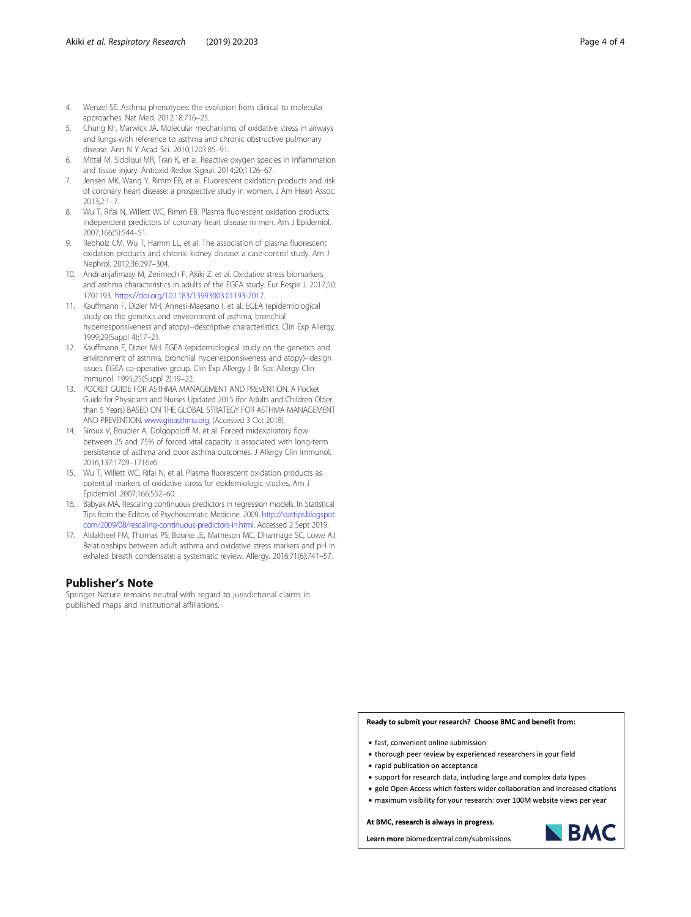4. Wenzel SE. Asthma phenotypes: the evolution from clinical to molecular approaches. Nat Med. 2012;18:716–25.
5. Chung KF, Marwick JA. Molecular mechanisms of oxidative stress in airways and lungs with reference to asthma and chronic obstructive pulmonary disease. Ann N Y Acad Sci. 2010;1203:85–91.
6. Mittal M, Siddiqui MR, Tran K, et al. Reactive oxygen species in inflammation and tissue injury. Antioxid Redox Signal. 2014;20:1126–67.
7. Jensen MK, Wang Y, Rimm EB, et al. Fluorescent oxidation products and risk of coronary heart disease: a prospective study in women. J Am Heart Assoc. 2013;2:1–7.
8. Wu T, Rifai N, Willett WC, Rimm EB. Plasma fluorescent oxidation products: independent predictors of coronary heart disease in men. Am J Epidemiol. 2007;166(5):544–51.
9. Rebholz CM, Wu T, Hamm LL, et al. The association of plasma fluorescent oxidation products and chronic kidney disease: a case-control study. Am J Nephrol. 2012;36:297–304.
10. Andrianjafimasy M, Zerimech F, Akiki Z, et al. Oxidative stress biomarkers and asthma characteristics in adults of the EGEA study. Eur Respir J. 2017;50:1701193. https://doi.org/10.1183/13993003.01193-2017.
11. Kauffmann F, Dizier MH, Annesi-Maesano I, et al. EGEA (epidemiological study on the genetics and environment of asthma, bronchial hyperresponsiveness and atopy)--descriptive characteristics. Clin Exp Allergy. 1999;29(Suppl 4):17–21.
12. Kauffmann F, Dizier MH. EGEA (epidemiological study on the genetics and environment of asthma, bronchial hyperresponsiveness and atopy)--design issues. EGEA co-operative group. Clin Exp Allergy J Br Soc Allergy Clin Immunol. 1995;25(Suppl 2):19–22.
13. POCKET GUIDE FOR ASTHMA MANAGEMENT AND PREVENTION. A Pocket Guide for Physicians and Nurses Updated 2015 (for Adults and Children Older than 5 Years) BASED ON THE GLOBAL STRATEGY FOR ASTHMA MANAGEMENT AND PREVENTION. www.ginasthma.org. (Accessed 3 Oct 2018).
14. Siroux V, Boudier A, Dolgopoloff M, et al. Forced midexpiratory flow between 25 and 75% of forced vital capacity is associated with long-term persistence of asthma and poor asthma outcomes. J Allergy Clin Immunol. 2016;137:1709–1716e6.
15. Wu T, Willett WC, Rifai N, et al. Plasma fluorescent oxidation products as potential markers of oxidative stress for epidemiologic studies. Am J Epidemiol. 2007;166:552–60.
16. Babyak MA. Rescaling continuous predictors in regression models. In Statistical Tips from the Editors of Psychosomatic Medicine. 2009. http://stattips.blogspot.com/2009/08/rescaling-continuous-predictors-in.html. Accessed 2 Sept 2019.
17. Aldakheel FM, Thomas PS, Bourke JE, Matheson MC, Dharmage SC, Lowe AJ. Relationships between adult asthma and oxidative stress markers and pH in exhaled breath condensate: a systematic review. Allergy. 2016;71(6):741–57.

## Publisher's Note

Springer Nature remains neutral with regard to jurisdictional claims in published maps and institutional affiliations.

**Ready to submit your research? Choose BMC and benefit from:**

- fast, convenient online submission
- thorough peer review by experienced researchers in your field
- rapid publication on acceptance
- support for research data, including large and complex data types
- gold Open Access which fosters wider collaboration and increased citations
- maximum visibility for your research: over 100M website views per year

**At BMC, research is always in progress.**

**Learn more** biomedcentral.com/submissions

BMC